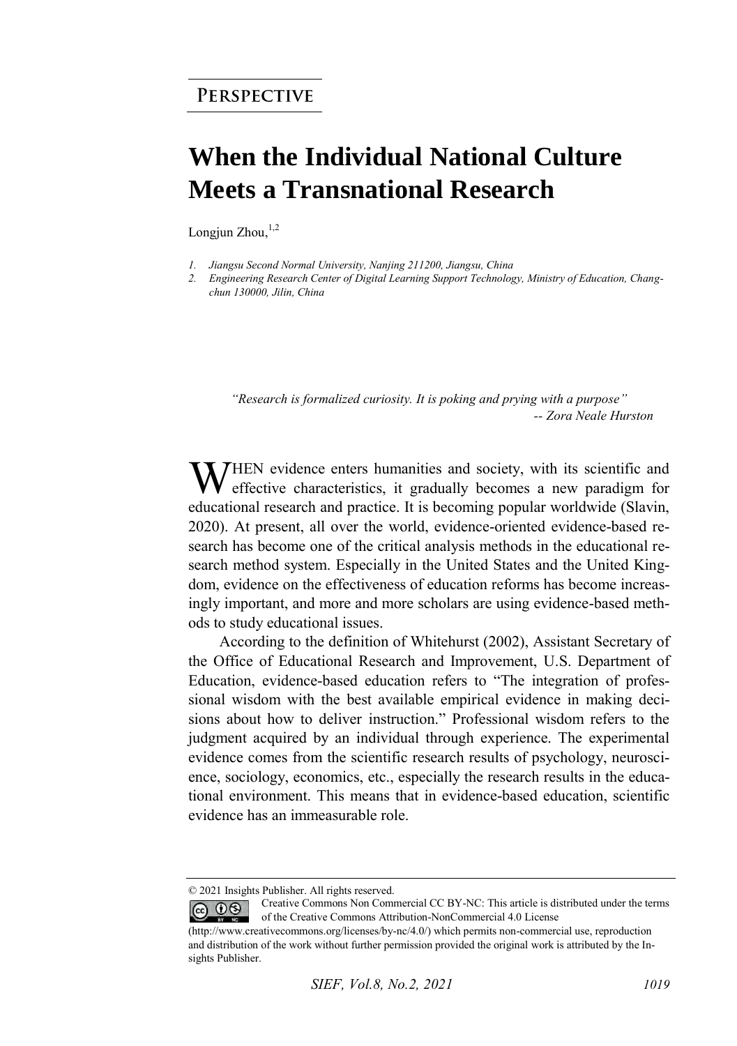**Perspective**

# When the Individual National Culture Meets a Transnational Research

Longjun Zhou,[1,2]

1. *Jiangsu Second Normal University, Nanjing 211200, Jiangsu, China*
2. *Engineering Research Center of Digital Learning Support Technology, Ministry of Education, Changchun 130000, Jilin, China*

> *"Research is formalized curiosity. It is poking and prying with a purpose"*
> *-- Zora Neale Hurston*

WHEN evidence enters humanities and society, with its scientific and effective characteristics, it gradually becomes a new paradigm for educational research and practice. It is becoming popular worldwide (Slavin, 2020). At present, all over the world, evidence-oriented evidence-based research has become one of the critical analysis methods in the educational research method system. Especially in the United States and the United Kingdom, evidence on the effectiveness of education reforms has become increasingly important, and more and more scholars are using evidence-based methods to study educational issues.

According to the definition of Whitehurst (2002), Assistant Secretary of the Office of Educational Research and Improvement, U.S. Department of Education, evidence-based education refers to "The integration of professional wisdom with the best available empirical evidence in making decisions about how to deliver instruction." Professional wisdom refers to the judgment acquired by an individual through experience. The experimental evidence comes from the scientific research results of psychology, neuroscience, sociology, economics, etc., especially the research results in the educational environment. This means that in evidence-based education, scientific evidence has an immeasurable role.

© 2021 Insights Publisher. All rights reserved.

Creative Commons Non Commercial CC BY-NC: This article is distributed under the terms of the Creative Commons Attribution-NonCommercial 4.0 License (http://www.creativecommons.org/licenses/by-nc/4.0/) which permits non-commercial use, reproduction and distribution of the work without further permission provided the original work is attributed by the Insights Publisher.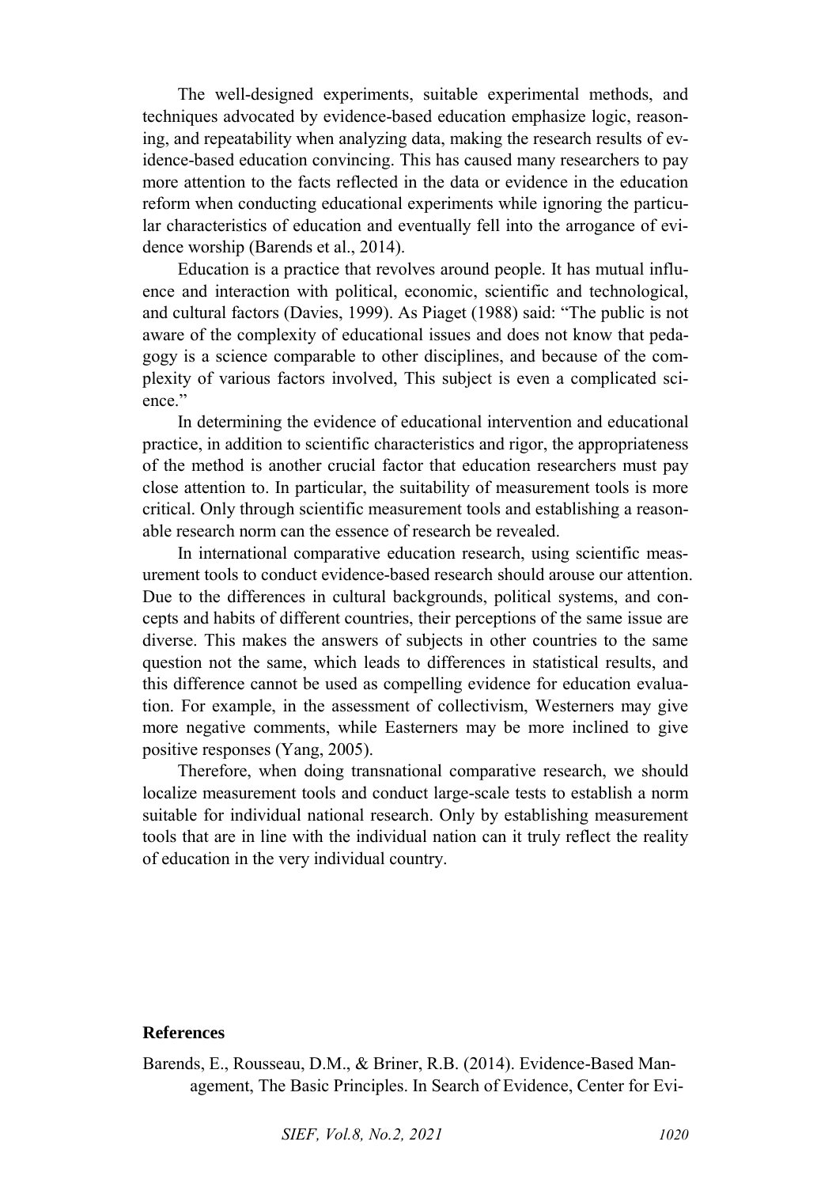The well-designed experiments, suitable experimental methods, and techniques advocated by evidence-based education emphasize logic, reasoning, and repeatability when analyzing data, making the research results of evidence-based education convincing. This has caused many researchers to pay more attention to the facts reflected in the data or evidence in the education reform when conducting educational experiments while ignoring the particular characteristics of education and eventually fell into the arrogance of evidence worship (Barends et al., 2014).

Education is a practice that revolves around people. It has mutual influence and interaction with political, economic, scientific and technological, and cultural factors (Davies, 1999). As Piaget (1988) said: "The public is not aware of the complexity of educational issues and does not know that pedagogy is a science comparable to other disciplines, and because of the complexity of various factors involved, This subject is even a complicated science."

In determining the evidence of educational intervention and educational practice, in addition to scientific characteristics and rigor, the appropriateness of the method is another crucial factor that education researchers must pay close attention to. In particular, the suitability of measurement tools is more critical. Only through scientific measurement tools and establishing a reasonable research norm can the essence of research be revealed.

In international comparative education research, using scientific measurement tools to conduct evidence-based research should arouse our attention. Due to the differences in cultural backgrounds, political systems, and concepts and habits of different countries, their perceptions of the same issue are diverse. This makes the answers of subjects in other countries to the same question not the same, which leads to differences in statistical results, and this difference cannot be used as compelling evidence for education evaluation. For example, in the assessment of collectivism, Westerners may give more negative comments, while Easterners may be more inclined to give positive responses (Yang, 2005).

Therefore, when doing transnational comparative research, we should localize measurement tools and conduct large-scale tests to establish a norm suitable for individual national research. Only by establishing measurement tools that are in line with the individual nation can it truly reflect the reality of education in the very individual country.

## References

Barends, E., Rousseau, D.M., & Briner, R.B. (2014). Evidence-Based Management, The Basic Principles. In Search of Evidence, Center for Evi-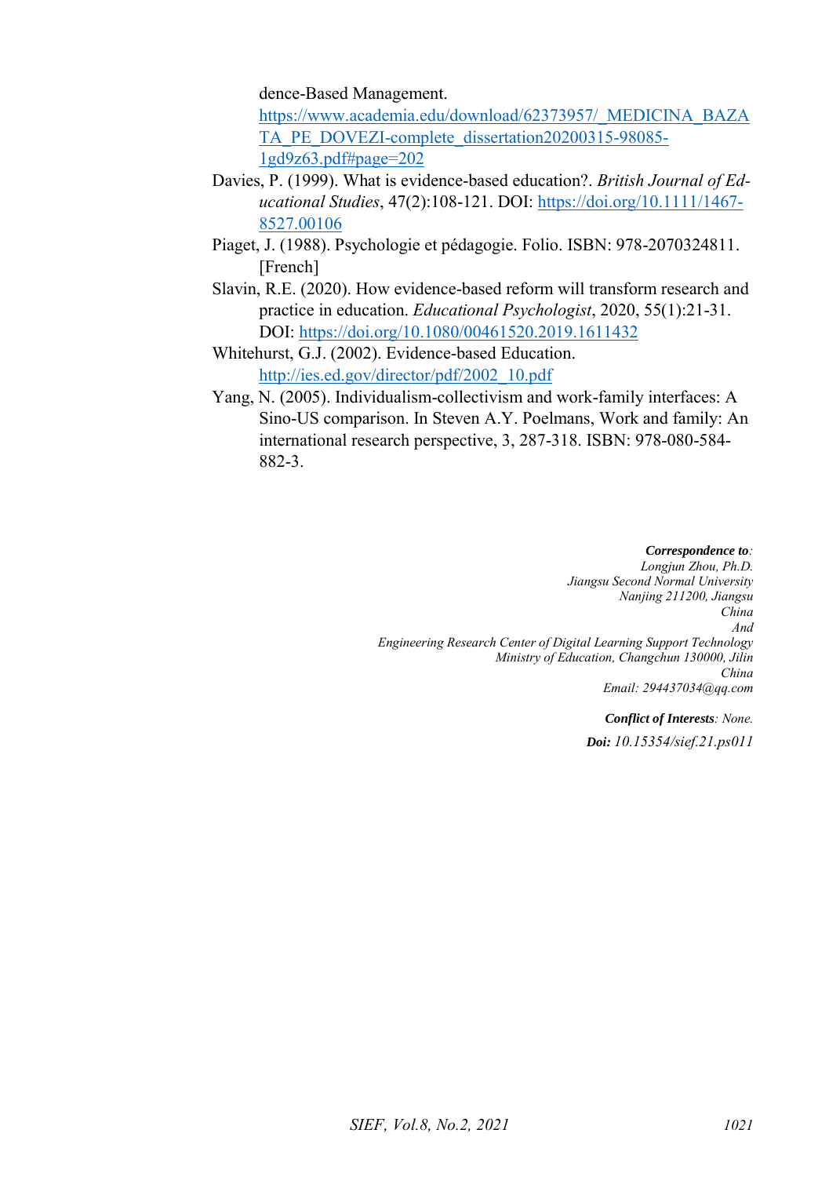dence-Based Management. https://www.academia.edu/download/62373957/_MEDICINA_BAZATA_PE_DOVEZI-complete_dissertation20200315-98085-1gd9z63.pdf#page=202

Davies, P. (1999). What is evidence-based education?. *British Journal of Educational Studies*, 47(2):108-121. DOI: https://doi.org/10.1111/1467-8527.00106

Piaget, J. (1988). Psychologie et pédagogie. Folio. ISBN: 978-2070324811. [French]

Slavin, R.E. (2020). How evidence-based reform will transform research and practice in education. *Educational Psychologist*, 2020, 55(1):21-31. DOI: https://doi.org/10.1080/00461520.2019.1611432

Whitehurst, G.J. (2002). Evidence-based Education. http://ies.ed.gov/director/pdf/2002_10.pdf

Yang, N. (2005). Individualism-collectivism and work-family interfaces: A Sino-US comparison. In Steven A.Y. Poelmans, Work and family: An international research perspective, 3, 287-318. ISBN: 978-080-584-882-3.

***Correspondence to**:*
*Longjun Zhou, Ph.D.*
*Jiangsu Second Normal University*
*Nanjing 211200, Jiangsu*
*China*
*And*
*Engineering Research Center of Digital Learning Support Technology*
*Ministry of Education, Changchun 130000, Jilin*
*China*
*Email: 294437034@qq.com*

***Conflict of Interests**: None.*

***Doi:** 10.15354/sief.21.ps011*